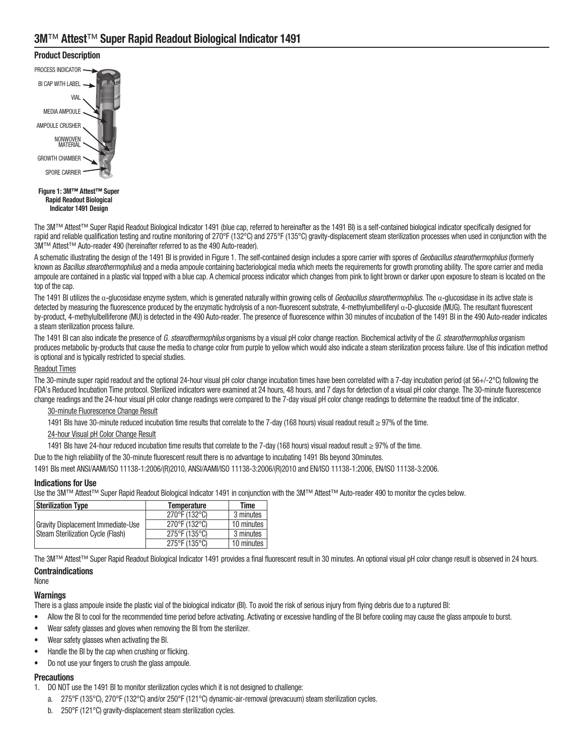# 3M™ Attest™ Super Rapid Readout Biological Indicator 1491

## Product Description

PROCESS INDICATOR

BI CAP WITH LABEL

VIAL

MEDIA AMPOULE

AMPOULE CRUSHER

NONWOVEN MATERIAL

GROWTH CHAMBER

SPORE CARRIER

**Figure 1: 3M™ Attest™ Super Rapid Readout Biological Indicator 1491 Design**

The 3M™ Attest™ Super Rapid Readout Biological Indicator 1491 (blue cap, referred to hereinafter as the 1491 BI) is a self-contained biological indicator specifically designed for rapid and reliable qualification testing and routine monitoring of 270°F (132°C) and 275°F (135°C) gravity-displacement steam sterilization processes when used in conjunction with the 3M™ Attest™ Auto-reader 490 (hereinafter referred to as the 490 Auto-reader).

A schematic illustrating the design of the 1491 BI is provided in Figure 1. The self-contained design includes a spore carrier with spores of *Geobacillus stearothermophilus* (formerly known as *Bacillus stearothermophilus*) and a media ampoule containing bacteriological media which meets the requirements for growth promoting ability. The spore carrier and media ampoule are contained in a plastic vial topped with a blue cap. A chemical process indicator which changes from pink to light brown or darker upon exposure to steam is located on the top of the cap.

The 1491 BI utilizes the α-glucosidase enzyme system, which is generated naturally within growing cells of *Geobacillus stearothermophilus*. The α-glucosidase in its active state is detected by measuring the fluorescence produced by the enzymatic hydrolysis of a non-fluorescent substrate, 4-methylumbelliferyl α-D-glucoside (MUG). The resultant fluorescent by-product, 4-methylulbelliferone (MU) is detected in the 490 Auto-reader. The presence of fluorescence within 30 minutes of incubation of the 1491 BI in the 490 Auto-reader indicates a steam sterilization process failure.

The 1491 BI can also indicate the presence of *G. stearothermophilus* organisms by a visual pH color change reaction. Biochemical activity of the *G. stearothermophilus* organism produces metabolic by-products that cause the media to change color from purple to yellow which would also indicate a steam sterilization process failure. Use of this indication method is optional and is typically restricted to special studies.

Readout Times

The 30-minute super rapid readout and the optional 24-hour visual pH color change incubation times have been correlated with a 7-day incubation period (at 56+/-2°C) following the FDA's Reduced Incubation Time protocol. Sterilized indicators were examined at 24 hours, 48 hours, and 7 days for detection of a visual pH color change. The 30-minute fluorescence change readings and the 24-hour visual pH color change readings were compared to the 7-day visual pH color change readings to determine the readout time of the indicator.

30-minute Fluorescence Change Result

1491 BIs have 30-minute reduced incubation time results that correlate to the 7-day (168 hours) visual readout result ≥ 97% of the time.

24-hour Visual pH Color Change Result

1491 BIs have 24-hour reduced incubation time results that correlate to the 7-day (168 hours) visual readout result ≥ 97% of the time.

Due to the high reliability of the 30-minute fluorescent result there is no advantage to incubating 1491 BIs beyond 30minutes.

1491 BIs meet ANSI/AAMI/ISO 11138-1:2006/(R)2010, ANSI/AAMI/ISO 11138-3:2006/(R)2010 and EN/ISO 11138-1:2006, EN/ISO 11138-3:2006.

## Indications for Use

Use the 3M™ Attest™ Super Rapid Readout Biological Indicator 1491 in conjunction with the 3M™ Attest™ Auto-reader 490 to monitor the cycles below.

| Sterilization Type | Temperature | Time |
|---|---|---|
| Gravity Displacement Immediate-Use Steam Sterilization Cycle (Flash) | 270°F (132°C) | 3 minutes |
| | 270°F (132°C) | 10 minutes |
| | 275°F (135°C) | 3 minutes |
| | 275°F (135°C) | 10 minutes |

The 3M™ Attest™ Super Rapid Readout Biological Indicator 1491 provides a final fluorescent result in 30 minutes. An optional visual pH color change result is observed in 24 hours.

## Contraindications

None

## Warnings

There is a glass ampoule inside the plastic vial of the biological indicator (BI). To avoid the risk of serious injury from flying debris due to a ruptured BI:

- Allow the BI to cool for the recommended time period before activating. Activating or excessive handling of the BI before cooling may cause the glass ampoule to burst.
- Wear safety glasses and gloves when removing the BI from the sterilizer.
- Wear safety glasses when activating the BI.
- Handle the BI by the cap when crushing or flicking.
- Do not use your fingers to crush the glass ampoule.

## Precautions

1. DO NOT use the 1491 BI to monitor sterilization cycles which it is not designed to challenge:
   a. 275°F (135°C), 270°F (132°C) and/or 250°F (121°C) dynamic-air-removal (prevacuum) steam sterilization cycles.
   b. 250°F (121°C) gravity-displacement steam sterilization cycles.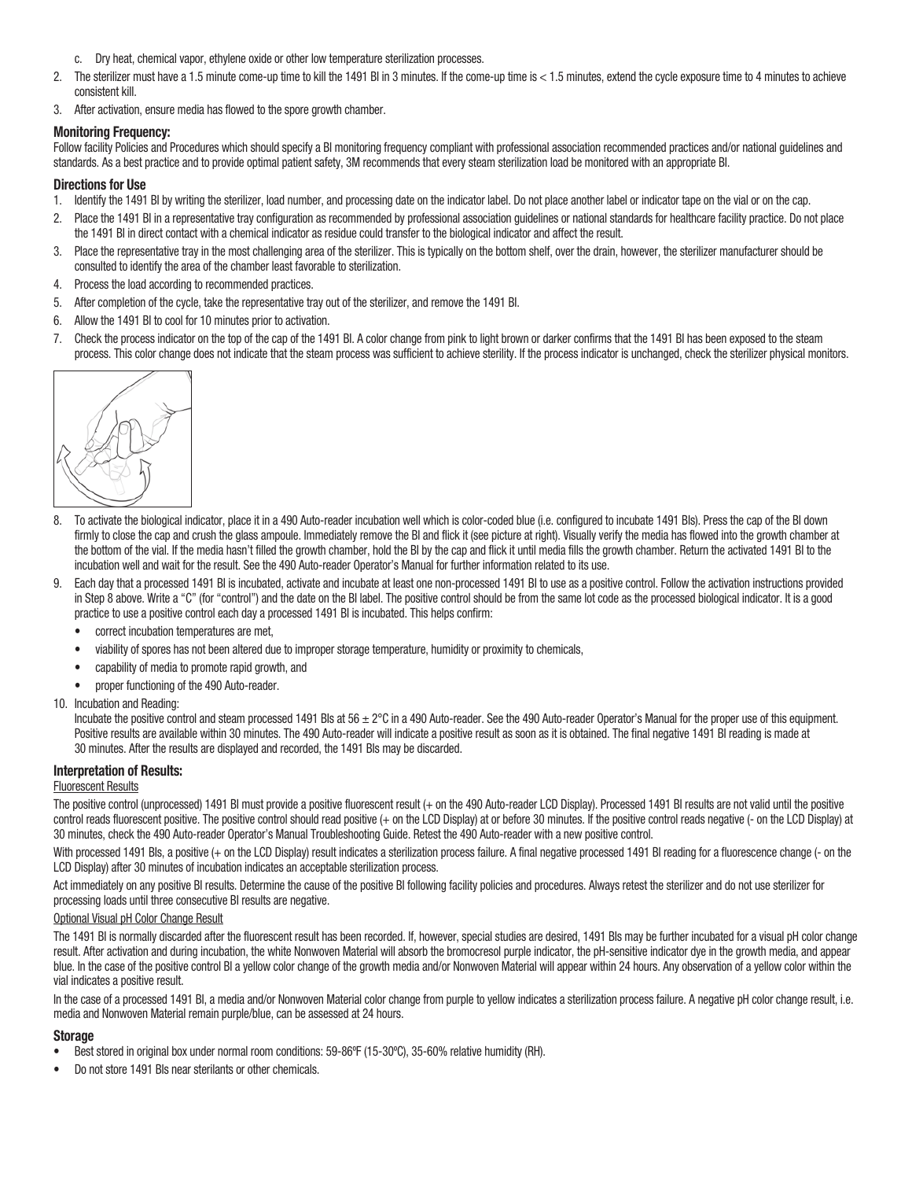c. Dry heat, chemical vapor, ethylene oxide or other low temperature sterilization processes.

2. The sterilizer must have a 1.5 minute come-up time to kill the 1491 BI in 3 minutes. If the come-up time is < 1.5 minutes, extend the cycle exposure time to 4 minutes to achieve consistent kill.
3. After activation, ensure media has flowed to the spore growth chamber.

### Monitoring Frequency:

Follow facility Policies and Procedures which should specify a BI monitoring frequency compliant with professional association recommended practices and/or national guidelines and standards. As a best practice and to provide optimal patient safety, 3M recommends that every steam sterilization load be monitored with an appropriate BI.

### Directions for Use

1. Identify the 1491 BI by writing the sterilizer, load number, and processing date on the indicator label. Do not place another label or indicator tape on the vial or on the cap.
2. Place the 1491 BI in a representative tray configuration as recommended by professional association guidelines or national standards for healthcare facility practice. Do not place the 1491 BI in direct contact with a chemical indicator as residue could transfer to the biological indicator and affect the result.
3. Place the representative tray in the most challenging area of the sterilizer. This is typically on the bottom shelf, over the drain, however, the sterilizer manufacturer should be consulted to identify the area of the chamber least favorable to sterilization.
4. Process the load according to recommended practices.
5. After completion of the cycle, take the representative tray out of the sterilizer, and remove the 1491 BI.
6. Allow the 1491 BI to cool for 10 minutes prior to activation.
7. Check the process indicator on the top of the cap of the 1491 BI. A color change from pink to light brown or darker confirms that the 1491 BI has been exposed to the steam process. This color change does not indicate that the steam process was sufficient to achieve sterility. If the process indicator is unchanged, check the sterilizer physical monitors.
8. To activate the biological indicator, place it in a 490 Auto-reader incubation well which is color-coded blue (i.e. configured to incubate 1491 BIs). Press the cap of the BI down firmly to close the cap and crush the glass ampoule. Immediately remove the BI and flick it (see picture at right). Visually verify the media has flowed into the growth chamber at the bottom of the vial. If the media hasn't filled the growth chamber, hold the BI by the cap and flick it until media fills the growth chamber. Return the activated 1491 BI to the incubation well and wait for the result. See the 490 Auto-reader Operator's Manual for further information related to its use.
9. Each day that a processed 1491 BI is incubated, activate and incubate at least one non-processed 1491 BI to use as a positive control. Follow the activation instructions provided in Step 8 above. Write a "C" (for "control") and the date on the BI label. The positive control should be from the same lot code as the processed biological indicator. It is a good practice to use a positive control each day a processed 1491 BI is incubated. This helps confirm:
   - correct incubation temperatures are met,
   - viability of spores has not been altered due to improper storage temperature, humidity or proximity to chemicals,
   - capability of media to promote rapid growth, and
   - proper functioning of the 490 Auto-reader.
10. Incubation and Reading:
    Incubate the positive control and steam processed 1491 BIs at 56 ± 2°C in a 490 Auto-reader. See the 490 Auto-reader Operator's Manual for the proper use of this equipment. Positive results are available within 30 minutes. The 490 Auto-reader will indicate a positive result as soon as it is obtained. The final negative 1491 BI reading is made at 30 minutes. After the results are displayed and recorded, the 1491 BIs may be discarded.

### Interpretation of Results:

Fluorescent Results

The positive control (unprocessed) 1491 BI must provide a positive fluorescent result (+ on the 490 Auto-reader LCD Display). Processed 1491 BI results are not valid until the positive control reads fluorescent positive. The positive control should read positive (+ on the LCD Display) at or before 30 minutes. If the positive control reads negative (- on the LCD Display) at 30 minutes, check the 490 Auto-reader Operator's Manual Troubleshooting Guide. Retest the 490 Auto-reader with a new positive control.

With processed 1491 BIs, a positive (+ on the LCD Display) result indicates a sterilization process failure. A final negative processed 1491 BI reading for a fluorescence change (- on the LCD Display) after 30 minutes of incubation indicates an acceptable sterilization process.

Act immediately on any positive BI results. Determine the cause of the positive BI following facility policies and procedures. Always retest the sterilizer and do not use sterilizer for processing loads until three consecutive BI results are negative.

Optional Visual pH Color Change Result

The 1491 BI is normally discarded after the fluorescent result has been recorded. If, however, special studies are desired, 1491 BIs may be further incubated for a visual pH color change result. After activation and during incubation, the white Nonwoven Material will absorb the bromocresol purple indicator, the pH-sensitive indicator dye in the growth media, and appear blue. In the case of the positive control BI a yellow color change of the growth media and/or Nonwoven Material will appear within 24 hours. Any observation of a yellow color within the vial indicates a positive result.

In the case of a processed 1491 BI, a media and/or Nonwoven Material color change from purple to yellow indicates a sterilization process failure. A negative pH color change result, i.e. media and Nonwoven Material remain purple/blue, can be assessed at 24 hours.

### Storage

- Best stored in original box under normal room conditions: 59-86ºF (15-30ºC), 35-60% relative humidity (RH).
- Do not store 1491 BIs near sterilants or other chemicals.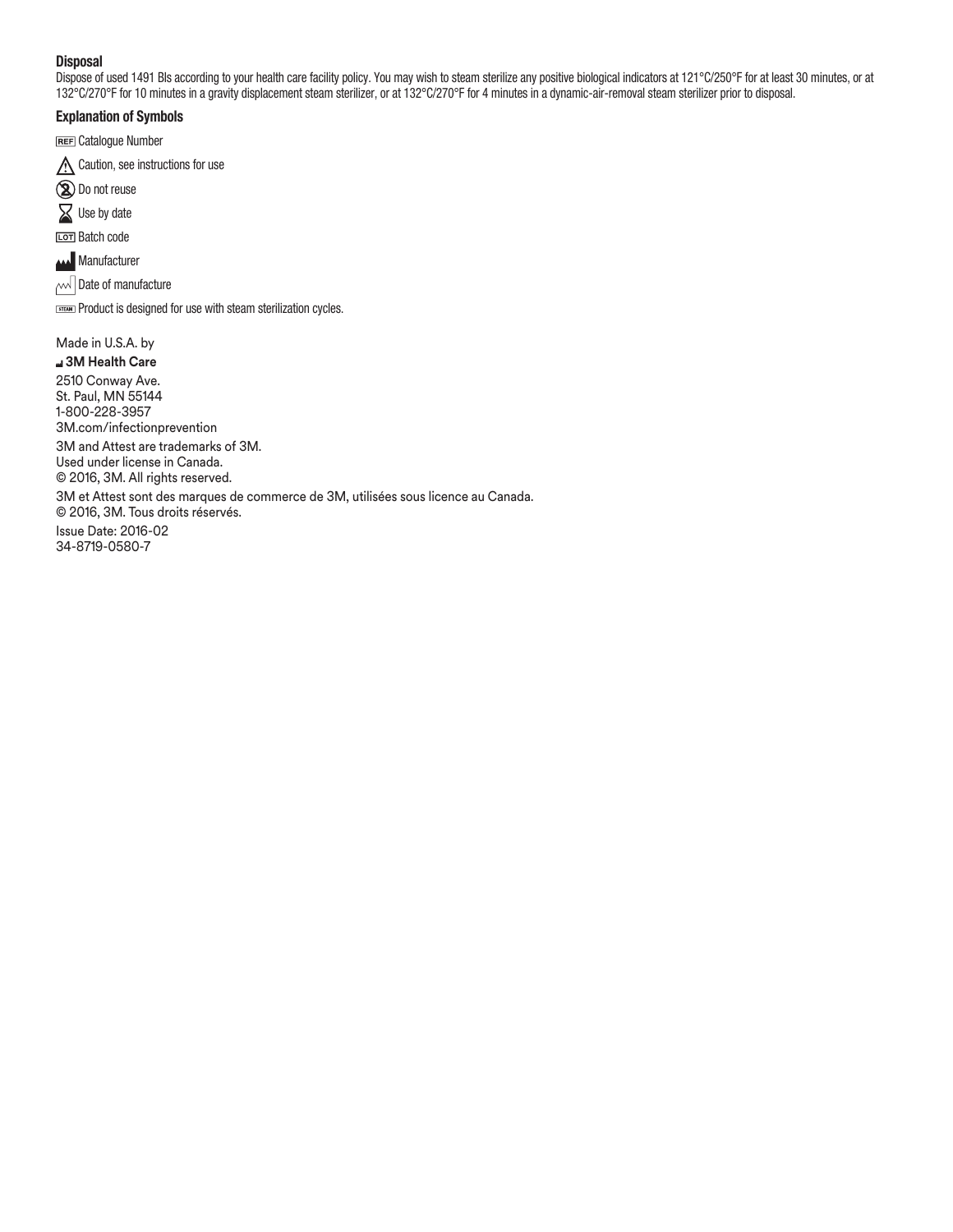### Disposal

Dispose of used 1491 BIs according to your health care facility policy. You may wish to steam sterilize any positive biological indicators at 121°C/250°F for at least 30 minutes, or at 132°C/270°F for 10 minutes in a gravity displacement steam sterilizer, or at 132°C/270°F for 4 minutes in a dynamic-air-removal steam sterilizer prior to disposal.

### Explanation of Symbols

REF Catalogue Number

Caution, see instructions for use

Do not reuse

Use by date

LOT Batch code

Manufacturer

Date of manufacture

STEAM Product is designed for use with steam sterilization cycles.

Made in U.S.A. by

**3M Health Care**

2510 Conway Ave.
St. Paul, MN 55144
1-800-228-3957
3M.com/infectionprevention

3M and Attest are trademarks of 3M.
Used under license in Canada.
© 2016, 3M. All rights reserved.

3M et Attest sont des marques de commerce de 3M, utilisées sous licence au Canada.
© 2016, 3M. Tous droits réservés.

Issue Date: 2016-02
34-8719-0580-7